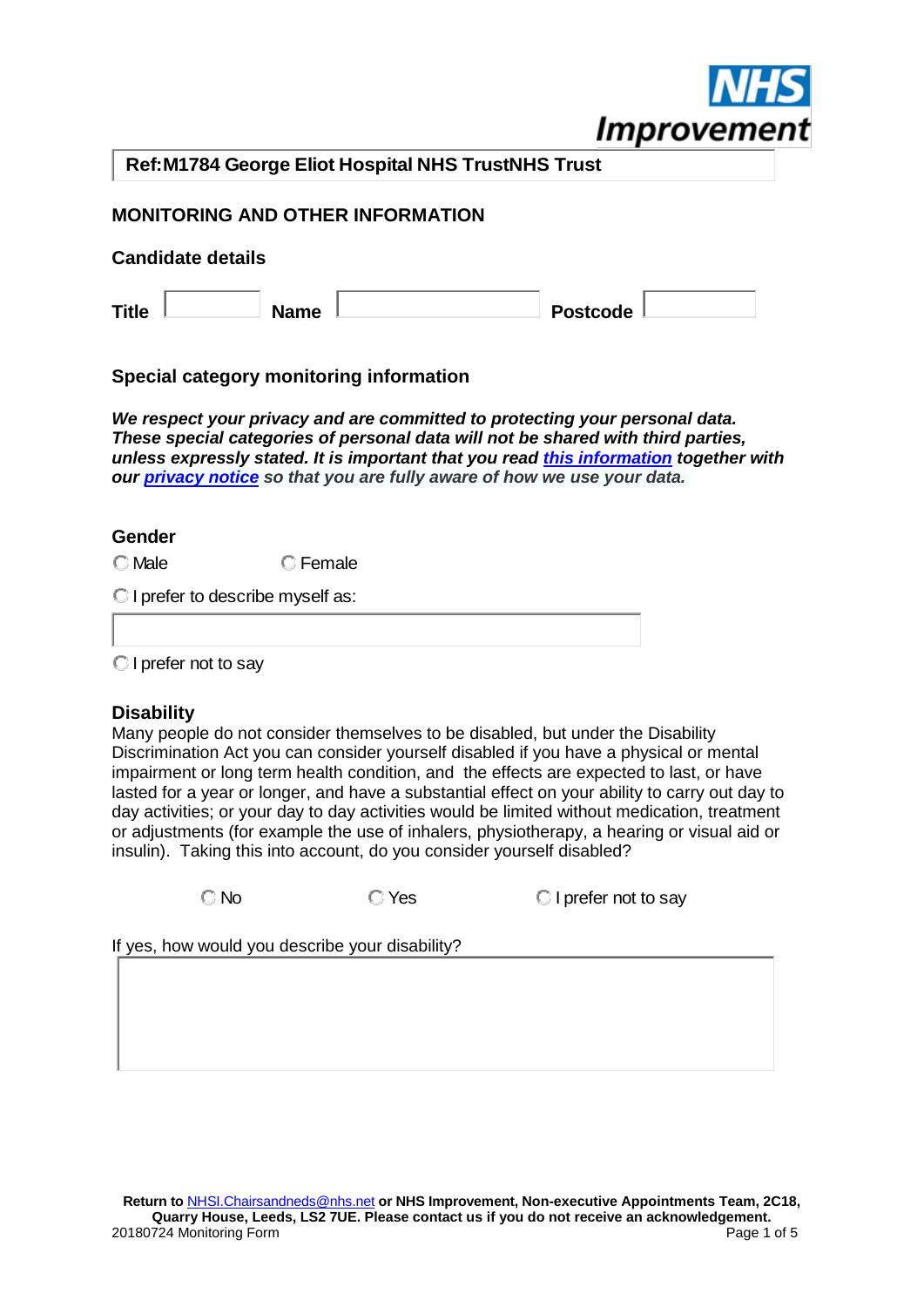NHS Improvement

**Ref:M1784 George Eliot Hospital NHS TrustNHS Trust**

## MONITORING AND OTHER INFORMATION

### Candidate details

**Title** ________ **Name** ________ **Postcode** ________

### Special category monitoring information

***We respect your privacy and are committed to protecting your personal data. These special categories of personal data will not be shared with third parties, unless expressly stated. It is important that you read [this information](this information) together with our [privacy notice](privacy notice) so that you are fully aware of how we use your data.***

### Gender

○ Male ○ Female

○ I prefer to describe myself as:

________

○ I prefer not to say

### Disability

Many people do not consider themselves to be disabled, but under the Disability Discrimination Act you can consider yourself disabled if you have a physical or mental impairment or long term health condition, and the effects are expected to last, or have lasted for a year or longer, and have a substantial effect on your ability to carry out day to day activities; or your day to day activities would be limited without medication, treatment or adjustments (for example the use of inhalers, physiotherapy, a hearing or visual aid or insulin). Taking this into account, do you consider yourself disabled?

○ No ○ Yes ○ I prefer not to say

If yes, how would you describe your disability?

________

**Return to NHSI.Chairsandneds@nhs.net or NHS Improvement, Non-executive Appointments Team, 2C18, Quarry House, Leeds, LS2 7UE. Please contact us if you do not receive an acknowledgement.**

20180724 Monitoring Form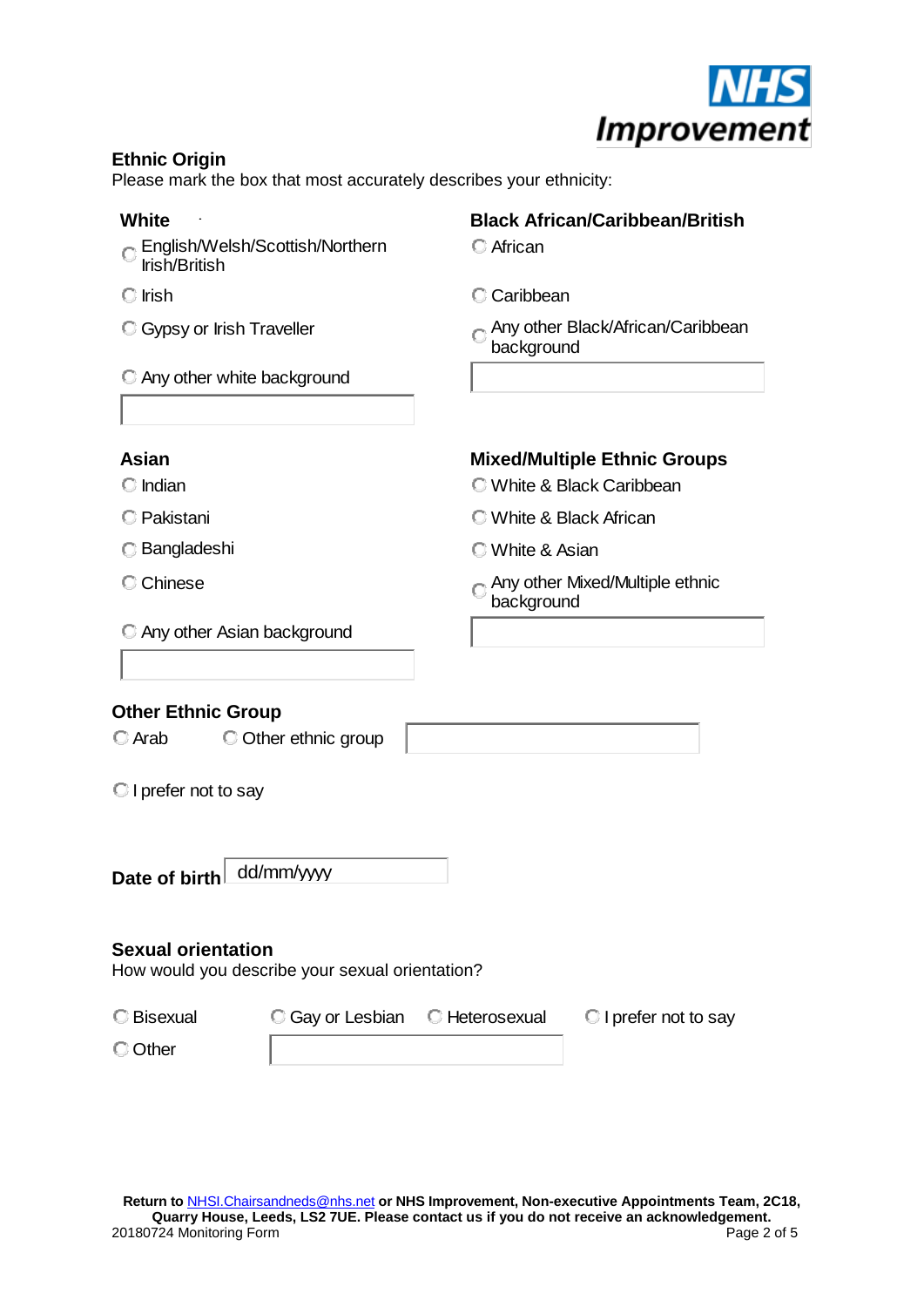## Ethnic Origin

Please mark the box that most accurately describes your ethnicity:

### White

- ○ English/Welsh/Scottish/Northern Irish/British
- ○ Irish
- ○ Gypsy or Irish Traveller
- ○ Any other white background

### Black African/Caribbean/British

- ○ African
- ○ Caribbean
- ○ Any other Black/African/Caribbean background

### Asian

- ○ Indian
- ○ Pakistani
- ○ Bangladeshi
- ○ Chinese
- ○ Any other Asian background

### Mixed/Multiple Ethnic Groups

- ○ White & Black Caribbean
- ○ White & Black African
- ○ White & Asian
- ○ Any other Mixed/Multiple ethnic background

### Other Ethnic Group

- ○ Arab
- ○ Other ethnic group

○ I prefer not to say

**Date of birth** dd/mm/yyyy

## Sexual orientation

How would you describe your sexual orientation?

- ○ Bisexual
- ○ Gay or Lesbian
- ○ Heterosexual
- ○ I prefer not to say
- ○ Other

**Return to** NHSI.Chairsandneds@nhs.net **or NHS Improvement, Non-executive Appointments Team, 2C18, Quarry House, Leeds, LS2 7UE. Please contact us if you do not receive an acknowledgement.**

20180724 Monitoring Form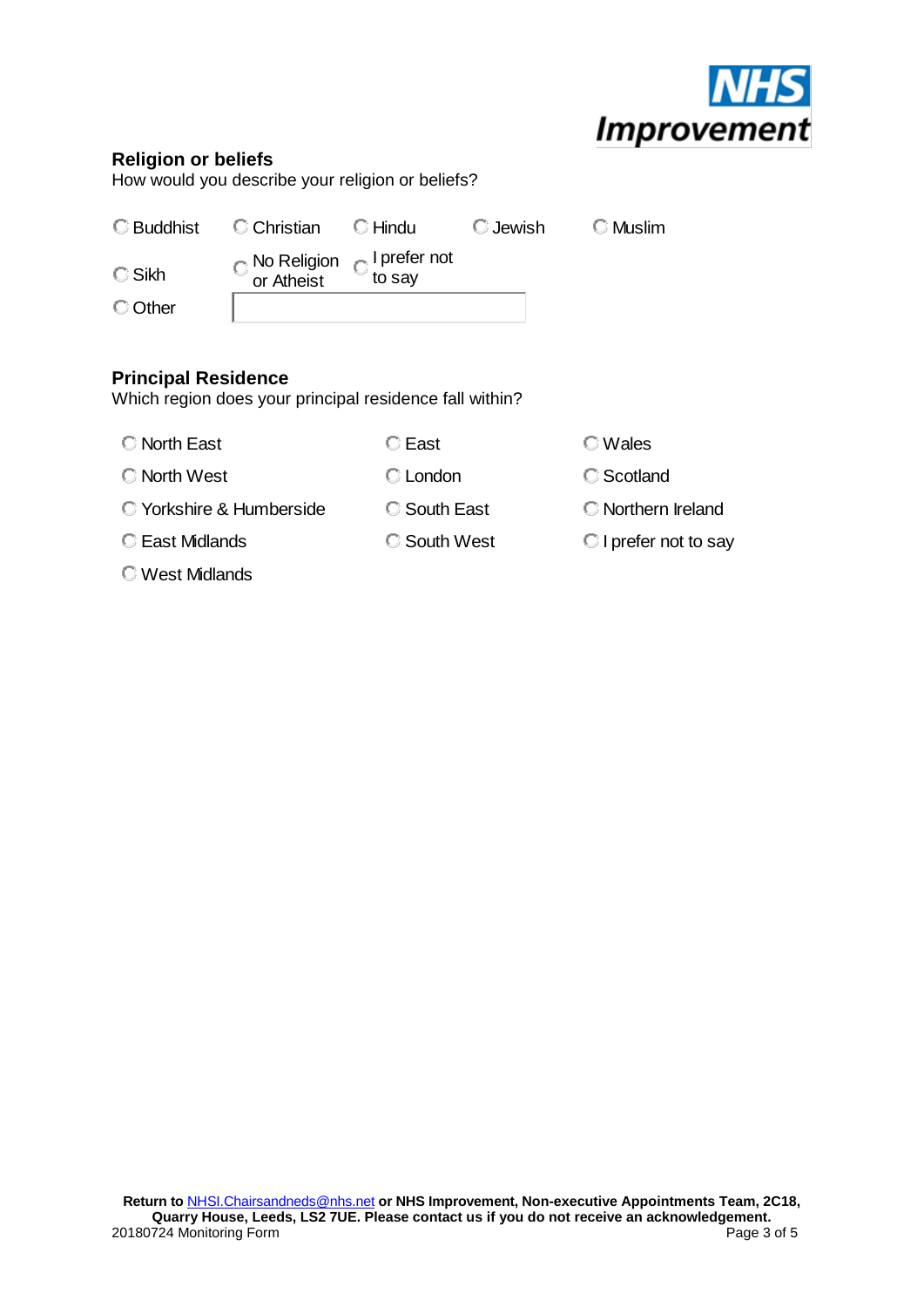## Religion or beliefs

How would you describe your religion or beliefs?

- ○ Buddhist
- ○ Christian
- ○ Hindu
- ○ Jewish
- ○ Muslim
- ○ Sikh
- ○ No Religion or Atheist
- ○ I prefer not to say
- ○ Other ______________________

## Principal Residence

Which region does your principal residence fall within?

- ○ North East
- ○ North West
- ○ Yorkshire & Humberside
- ○ East Midlands
- ○ West Midlands
- ○ East
- ○ London
- ○ South East
- ○ South West
- ○ Wales
- ○ Scotland
- ○ Northern Ireland
- ○ I prefer not to say

**Return to** NHSI.Chairsandneds@nhs.net **or NHS Improvement, Non-executive Appointments Team, 2C18, Quarry House, Leeds, LS2 7UE. Please contact us if you do not receive an acknowledgement.**

20180724 Monitoring Form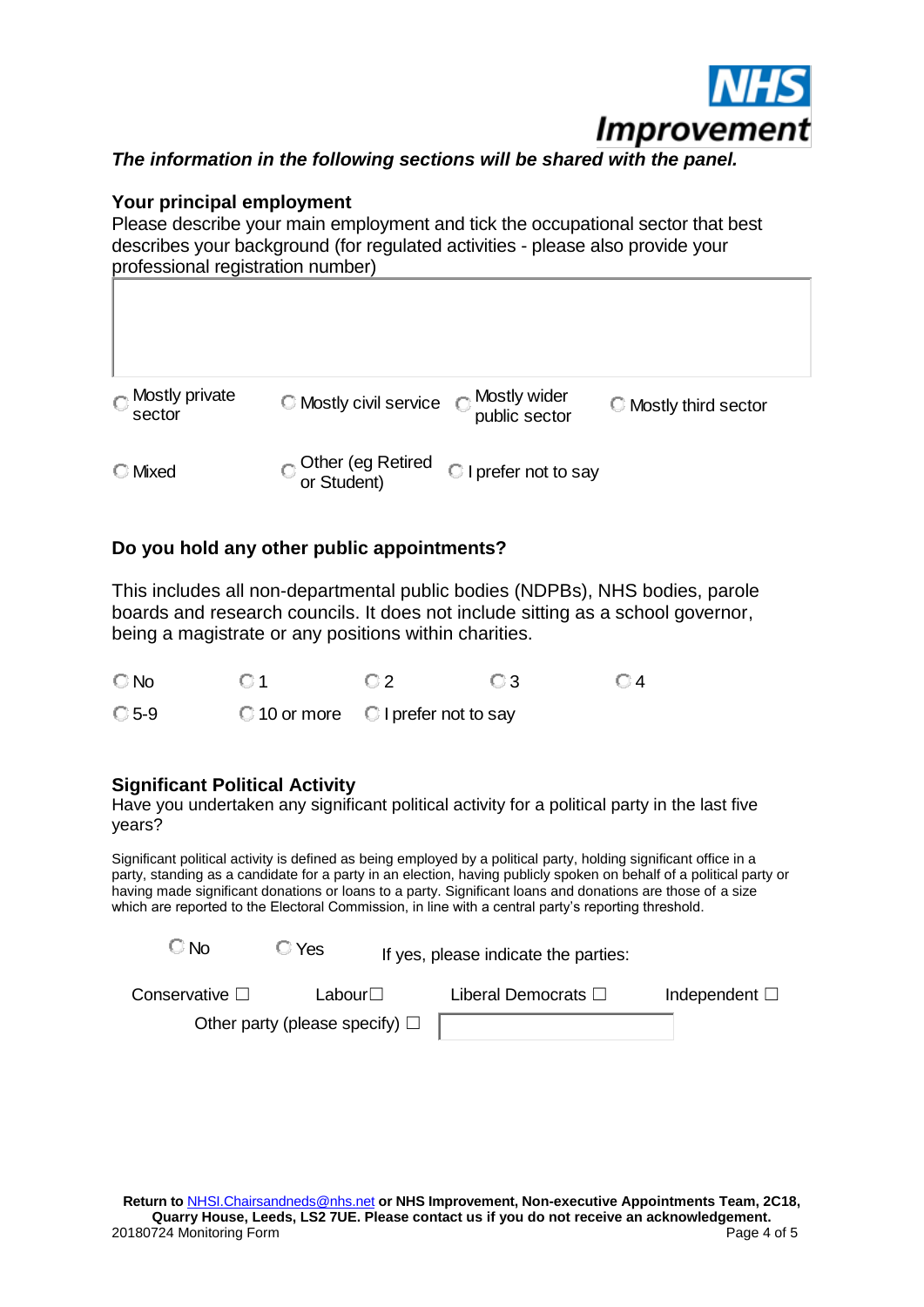NHS Improvement

***The information in the following sections will be shared with the panel.***

## Your principal employment

Please describe your main employment and tick the occupational sector that best describes your background (for regulated activities - please also provide your professional registration number)

○ Mostly private sector ○ Mostly civil service ○ Mostly wider public sector ○ Mostly third sector

○ Mixed ○ Other (eg Retired or Student) ○ I prefer not to say

## Do you hold any other public appointments?

This includes all non-departmental public bodies (NDPBs), NHS bodies, parole boards and research councils. It does not include sitting as a school governor, being a magistrate or any positions within charities.

○ No ○ 1 ○ 2 ○ 3 ○ 4

○ 5-9 ○ 10 or more ○ I prefer not to say

## Significant Political Activity

Have you undertaken any significant political activity for a political party in the last five years?

Significant political activity is defined as being employed by a political party, holding significant office in a party, standing as a candidate for a party in an election, having publicly spoken on behalf of a political party or having made significant donations or loans to a party. Significant loans and donations are those of a size which are reported to the Electoral Commission, in line with a central party's reporting threshold.

○ No ○ Yes If yes, please indicate the parties:

Conservative ☐ Labour☐ Liberal Democrats ☐ Independent ☐

Other party (please specify) ☐

**Return to** NHSI.Chairsandneds@nhs.net **or NHS Improvement, Non-executive Appointments Team, 2C18, Quarry House, Leeds, LS2 7UE. Please contact us if you do not receive an acknowledgement.**

20180724 Monitoring Form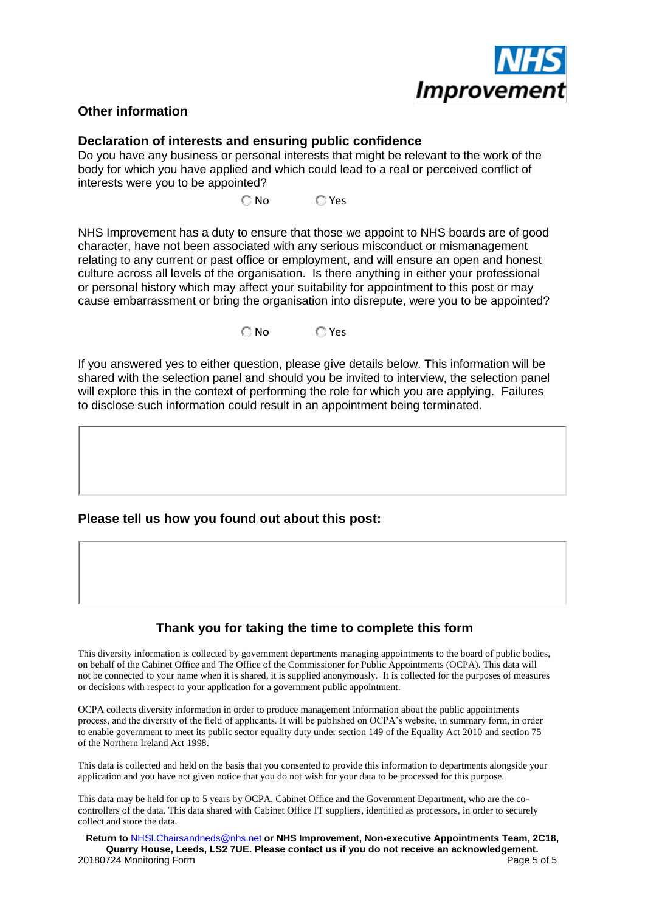## Other information

### Declaration of interests and ensuring public confidence

Do you have any business or personal interests that might be relevant to the work of the body for which you have applied and which could lead to a real or perceived conflict of interests were you to be appointed?

○ No ○ Yes

NHS Improvement has a duty to ensure that those we appoint to NHS boards are of good character, have not been associated with any serious misconduct or mismanagement relating to any current or past office or employment, and will ensure an open and honest culture across all levels of the organisation. Is there anything in either your professional or personal history which may affect your suitability for appointment to this post or may cause embarrassment or bring the organisation into disrepute, were you to be appointed?

○ No ○ Yes

If you answered yes to either question, please give details below. This information will be shared with the selection panel and should you be invited to interview, the selection panel will explore this in the context of performing the role for which you are applying. Failures to disclose such information could result in an appointment being terminated.

### Please tell us how you found out about this post:

### Thank you for taking the time to complete this form

This diversity information is collected by government departments managing appointments to the board of public bodies, on behalf of the Cabinet Office and The Office of the Commissioner for Public Appointments (OCPA). This data will not be connected to your name when it is shared, it is supplied anonymously. It is collected for the purposes of measures or decisions with respect to your application for a government public appointment.

OCPA collects diversity information in order to produce management information about the public appointments process, and the diversity of the field of applicants. It will be published on OCPA's website, in summary form, in order to enable government to meet its public sector equality duty under section 149 of the Equality Act 2010 and section 75 of the Northern Ireland Act 1998.

This data is collected and held on the basis that you consented to provide this information to departments alongside your application and you have not given notice that you do not wish for your data to be processed for this purpose.

This data may be held for up to 5 years by OCPA, Cabinet Office and the Government Department, who are the co-controllers of the data. This data shared with Cabinet Office IT suppliers, identified as processors, in order to securely collect and store the data.

**Return to** NHSI.Chairsandneds@nhs.net **or NHS Improvement, Non-executive Appointments Team, 2C18, Quarry House, Leeds, LS2 7UE. Please contact us if you do not receive an acknowledgement.**

20180724 Monitoring Form